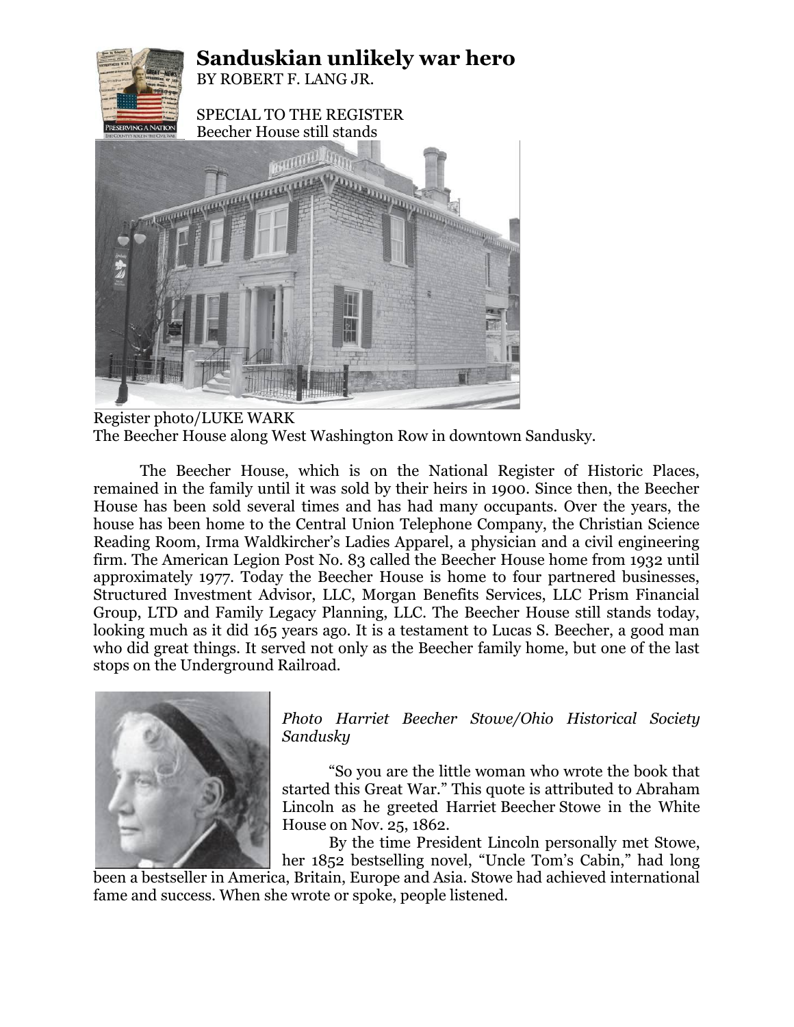# Sanduskian unlikely war hero

BY ROBERT F. LANG JR.

SPECIAL TO THE REGISTER

Beecher House still stands

Register photo/LUKE WARK

The Beecher House along West Washington Row in downtown Sandusky.

The Beecher House, which is on the National Register of Historic Places, remained in the family until it was sold by their heirs in 1900. Since then, the Beecher House has been sold several times and has had many occupants. Over the years, the house has been home to the Central Union Telephone Company, the Christian Science Reading Room, Irma Waldkircher's Ladies Apparel, a physician and a civil engineering firm. The American Legion Post No. 83 called the Beecher House home from 1932 until approximately 1977. Today the Beecher House is home to four partnered businesses, Structured Investment Advisor, LLC, Morgan Benefits Services, LLC Prism Financial Group, LTD and Family Legacy Planning, LLC. The Beecher House still stands today, looking much as it did 165 years ago. It is a testament to Lucas S. Beecher, a good man who did great things. It served not only as the Beecher family home, but one of the last stops on the Underground Railroad.

*Photo Harriet Beecher Stowe/Ohio Historical Society Sandusky*

"So you are the little woman who wrote the book that started this Great War." This quote is attributed to Abraham Lincoln as he greeted Harriet Beecher Stowe in the White House on Nov. 25, 1862.

By the time President Lincoln personally met Stowe, her 1852 bestselling novel, "Uncle Tom's Cabin," had long been a bestseller in America, Britain, Europe and Asia. Stowe had achieved international fame and success. When she wrote or spoke, people listened.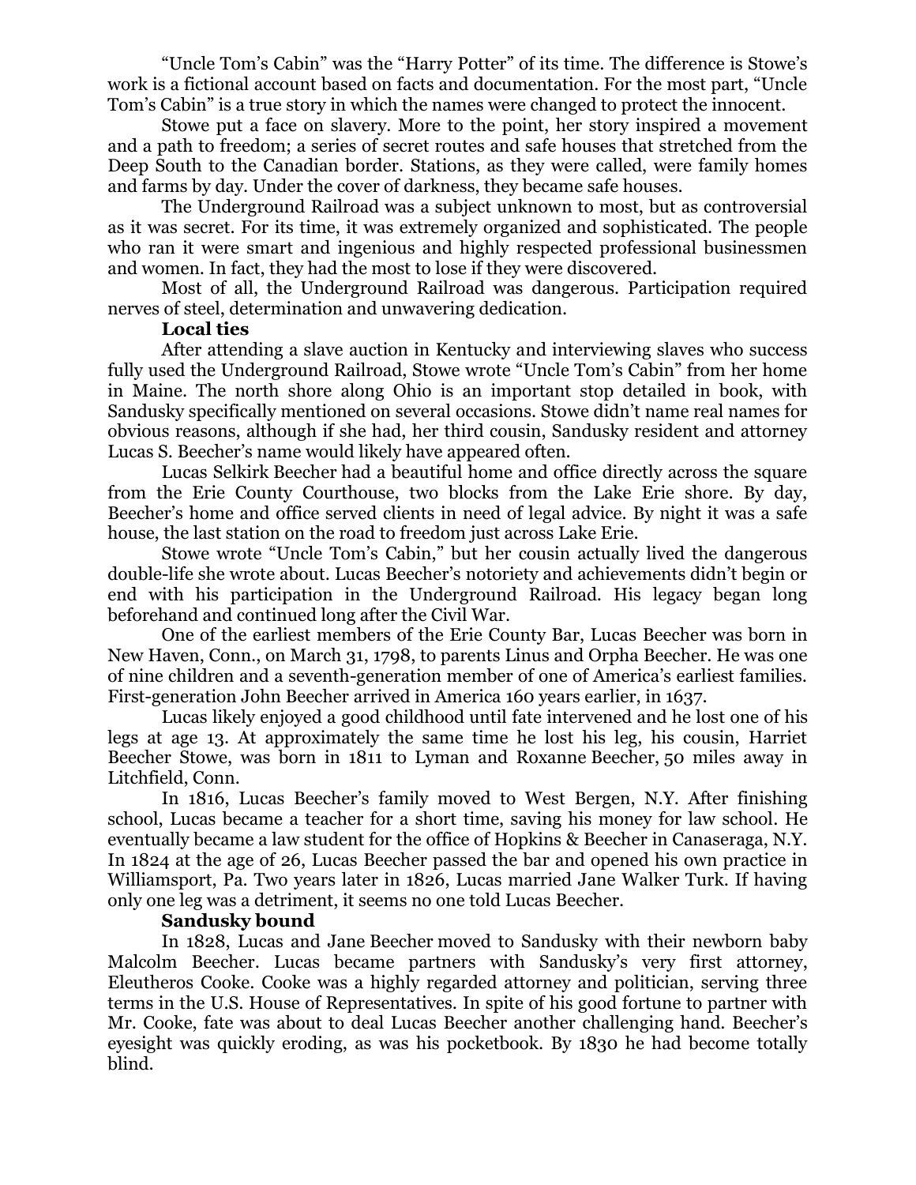"Uncle Tom's Cabin" was the "Harry Potter" of its time. The difference is Stowe's work is a fictional account based on facts and documentation. For the most part, "Uncle Tom's Cabin" is a true story in which the names were changed to protect the innocent.

Stowe put a face on slavery. More to the point, her story inspired a movement and a path to freedom; a series of secret routes and safe houses that stretched from the Deep South to the Canadian border. Stations, as they were called, were family homes and farms by day. Under the cover of darkness, they became safe houses.

The Underground Railroad was a subject unknown to most, but as controversial as it was secret. For its time, it was extremely organized and sophisticated. The people who ran it were smart and ingenious and highly respected professional businessmen and women. In fact, they had the most to lose if they were discovered.

Most of all, the Underground Railroad was dangerous. Participation required nerves of steel, determination and unwavering dedication.

**Local ties**

After attending a slave auction in Kentucky and interviewing slaves who success fully used the Underground Railroad, Stowe wrote "Uncle Tom's Cabin" from her home in Maine. The north shore along Ohio is an important stop detailed in book, with Sandusky specifically mentioned on several occasions. Stowe didn't name real names for obvious reasons, although if she had, her third cousin, Sandusky resident and attorney Lucas S. Beecher's name would likely have appeared often.

Lucas Selkirk Beecher had a beautiful home and office directly across the square from the Erie County Courthouse, two blocks from the Lake Erie shore. By day, Beecher's home and office served clients in need of legal advice. By night it was a safe house, the last station on the road to freedom just across Lake Erie.

Stowe wrote "Uncle Tom's Cabin," but her cousin actually lived the dangerous double-life she wrote about. Lucas Beecher's notoriety and achievements didn't begin or end with his participation in the Underground Railroad. His legacy began long beforehand and continued long after the Civil War.

One of the earliest members of the Erie County Bar, Lucas Beecher was born in New Haven, Conn., on March 31, 1798, to parents Linus and Orpha Beecher. He was one of nine children and a seventh-generation member of one of America's earliest families. First-generation John Beecher arrived in America 160 years earlier, in 1637.

Lucas likely enjoyed a good childhood until fate intervened and he lost one of his legs at age 13. At approximately the same time he lost his leg, his cousin, Harriet Beecher Stowe, was born in 1811 to Lyman and Roxanne Beecher, 50 miles away in Litchfield, Conn.

In 1816, Lucas Beecher's family moved to West Bergen, N.Y. After finishing school, Lucas became a teacher for a short time, saving his money for law school. He eventually became a law student for the office of Hopkins & Beecher in Canaseraga, N.Y. In 1824 at the age of 26, Lucas Beecher passed the bar and opened his own practice in Williamsport, Pa. Two years later in 1826, Lucas married Jane Walker Turk. If having only one leg was a detriment, it seems no one told Lucas Beecher.

**Sandusky bound**

In 1828, Lucas and Jane Beecher moved to Sandusky with their newborn baby Malcolm Beecher. Lucas became partners with Sandusky's very first attorney, Eleutheros Cooke. Cooke was a highly regarded attorney and politician, serving three terms in the U.S. House of Representatives. In spite of his good fortune to partner with Mr. Cooke, fate was about to deal Lucas Beecher another challenging hand. Beecher's eyesight was quickly eroding, as was his pocketbook. By 1830 he had become totally blind.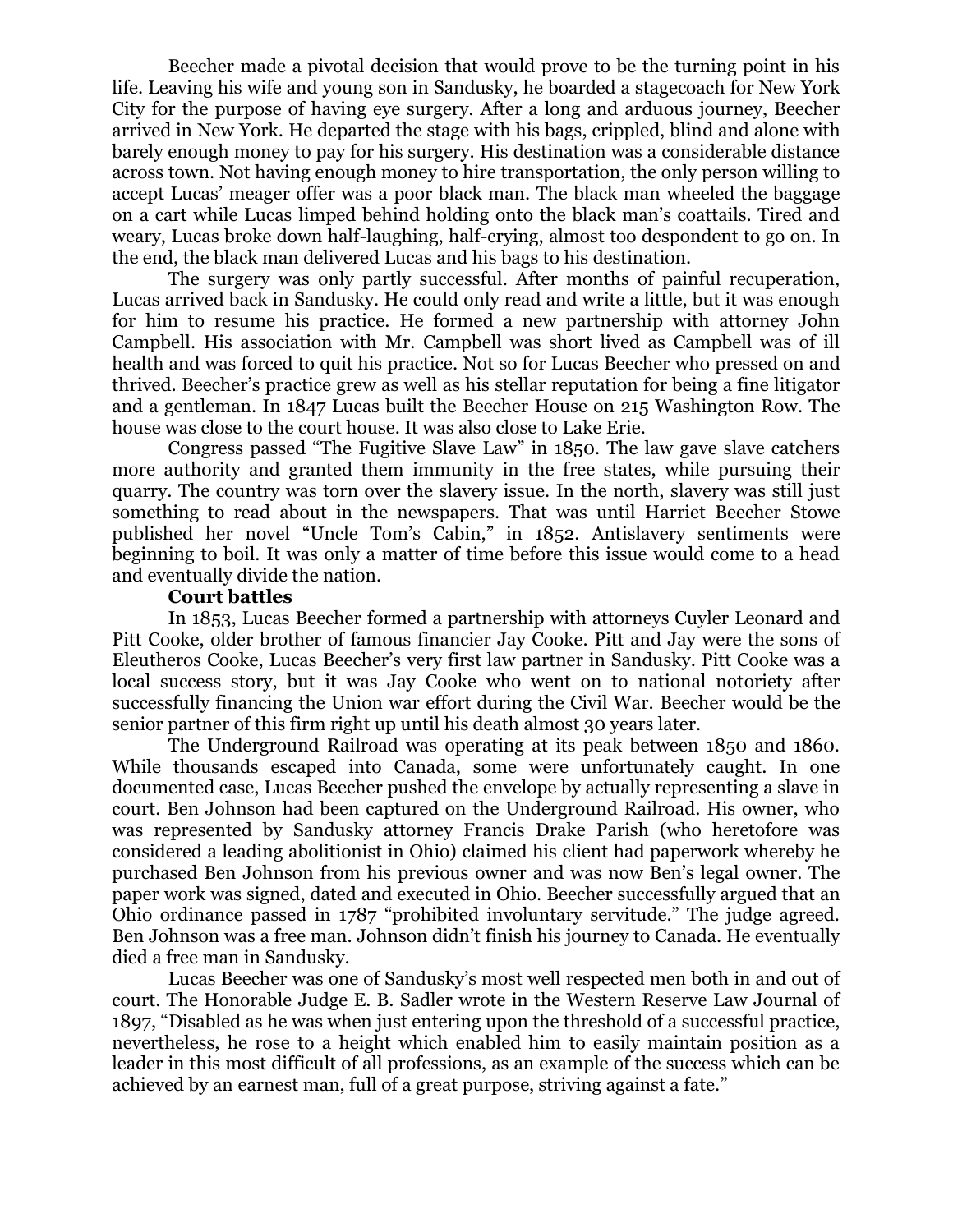Beecher made a pivotal decision that would prove to be the turning point in his life. Leaving his wife and young son in Sandusky, he boarded a stagecoach for New York City for the purpose of having eye surgery. After a long and arduous journey, Beecher arrived in New York. He departed the stage with his bags, crippled, blind and alone with barely enough money to pay for his surgery. His destination was a considerable distance across town. Not having enough money to hire transportation, the only person willing to accept Lucas' meager offer was a poor black man. The black man wheeled the baggage on a cart while Lucas limped behind holding onto the black man's coattails. Tired and weary, Lucas broke down half-laughing, half-crying, almost too despondent to go on. In the end, the black man delivered Lucas and his bags to his destination.

The surgery was only partly successful. After months of painful recuperation, Lucas arrived back in Sandusky. He could only read and write a little, but it was enough for him to resume his practice. He formed a new partnership with attorney John Campbell. His association with Mr. Campbell was short lived as Campbell was of ill health and was forced to quit his practice. Not so for Lucas Beecher who pressed on and thrived. Beecher's practice grew as well as his stellar reputation for being a fine litigator and a gentleman. In 1847 Lucas built the Beecher House on 215 Washington Row. The house was close to the court house. It was also close to Lake Erie.

Congress passed "The Fugitive Slave Law" in 1850. The law gave slave catchers more authority and granted them immunity in the free states, while pursuing their quarry. The country was torn over the slavery issue. In the north, slavery was still just something to read about in the newspapers. That was until Harriet Beecher Stowe published her novel "Uncle Tom's Cabin," in 1852. Antislavery sentiments were beginning to boil. It was only a matter of time before this issue would come to a head and eventually divide the nation.

**Court battles**

In 1853, Lucas Beecher formed a partnership with attorneys Cuyler Leonard and Pitt Cooke, older brother of famous financier Jay Cooke. Pitt and Jay were the sons of Eleutheros Cooke, Lucas Beecher's very first law partner in Sandusky. Pitt Cooke was a local success story, but it was Jay Cooke who went on to national notoriety after successfully financing the Union war effort during the Civil War. Beecher would be the senior partner of this firm right up until his death almost 30 years later.

The Underground Railroad was operating at its peak between 1850 and 1860. While thousands escaped into Canada, some were unfortunately caught. In one documented case, Lucas Beecher pushed the envelope by actually representing a slave in court. Ben Johnson had been captured on the Underground Railroad. His owner, who was represented by Sandusky attorney Francis Drake Parish (who heretofore was considered a leading abolitionist in Ohio) claimed his client had paperwork whereby he purchased Ben Johnson from his previous owner and was now Ben's legal owner. The paper work was signed, dated and executed in Ohio. Beecher successfully argued that an Ohio ordinance passed in 1787 "prohibited involuntary servitude." The judge agreed. Ben Johnson was a free man. Johnson didn't finish his journey to Canada. He eventually died a free man in Sandusky.

Lucas Beecher was one of Sandusky's most well respected men both in and out of court. The Honorable Judge E. B. Sadler wrote in the Western Reserve Law Journal of 1897, "Disabled as he was when just entering upon the threshold of a successful practice, nevertheless, he rose to a height which enabled him to easily maintain position as a leader in this most difficult of all professions, as an example of the success which can be achieved by an earnest man, full of a great purpose, striving against a fate."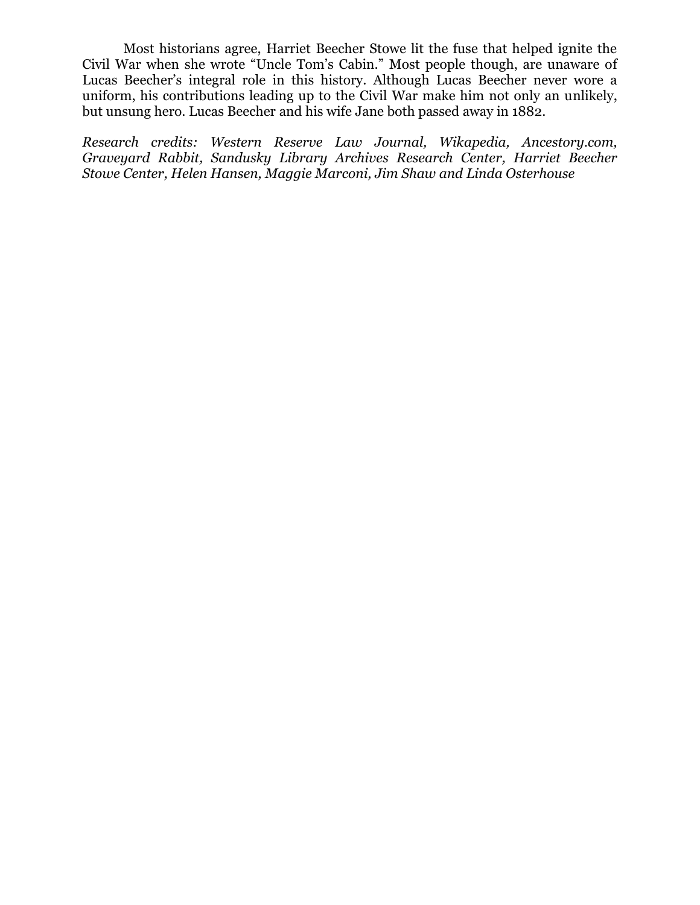Most historians agree, Harriet Beecher Stowe lit the fuse that helped ignite the Civil War when she wrote "Uncle Tom's Cabin." Most people though, are unaware of Lucas Beecher's integral role in this history. Although Lucas Beecher never wore a uniform, his contributions leading up to the Civil War make him not only an unlikely, but unsung hero. Lucas Beecher and his wife Jane both passed away in 1882.

*Research credits: Western Reserve Law Journal, Wikapedia, Ancestory.com, Graveyard Rabbit, Sandusky Library Archives Research Center, Harriet Beecher Stowe Center, Helen Hansen, Maggie Marconi, Jim Shaw and Linda Osterhouse*